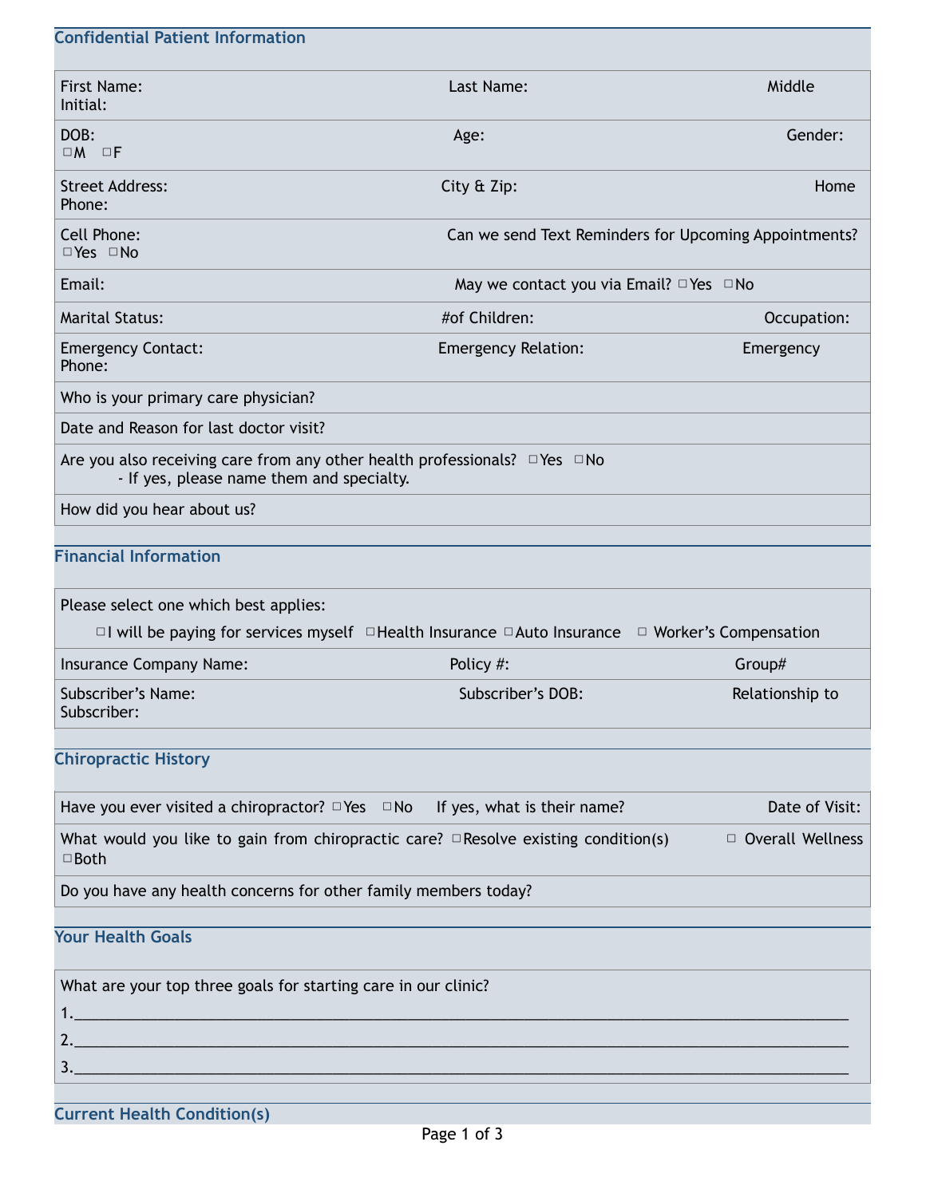## Confidential Patient Information

| | | |
|---|---|---|
| First Name: | Last Name: | Middle Initial: |
| DOB: | Age: | Gender: ☐M ☐F |
| Street Address: | City & Zip: | Home Phone: |
| Cell Phone: | Can we send Text Reminders for Upcoming Appointments? ☐Yes ☐No | |
| Email: | May we contact you via Email? ☐Yes ☐No | |
| Marital Status: | #of Children: | Occupation: |
| Emergency Contact: | Emergency Relation: | Emergency Phone: |
| Who is your primary care physician? | | |
| Date and Reason for last doctor visit? | | |
| Are you also receiving care from any other health professionals? ☐Yes ☐No - If yes, please name them and specialty. | | |
| How did you hear about us? | | |

## Financial Information

Please select one which best applies:

☐I will be paying for services myself ☐Health Insurance ☐Auto Insurance ☐ Worker's Compensation

| | | |
|---|---|---|
| Insurance Company Name: | Policy #: | Group# |
| Subscriber's Name: | Subscriber's DOB: | Relationship to Subscriber: |

## Chiropractic History

| | | |
|---|---|---|
| Have you ever visited a chiropractor? ☐Yes ☐No | If yes, what is their name? | Date of Visit: |
| What would you like to gain from chiropractic care? ☐Resolve existing condition(s) ☐ Overall Wellness ☐Both | | |
| Do you have any health concerns for other family members today? | | |

## Your Health Goals

What are your top three goals for starting care in our clinic?

1.____________________________________________________________________________________

2.____________________________________________________________________________________

3.____________________________________________________________________________________

## Current Health Condition(s)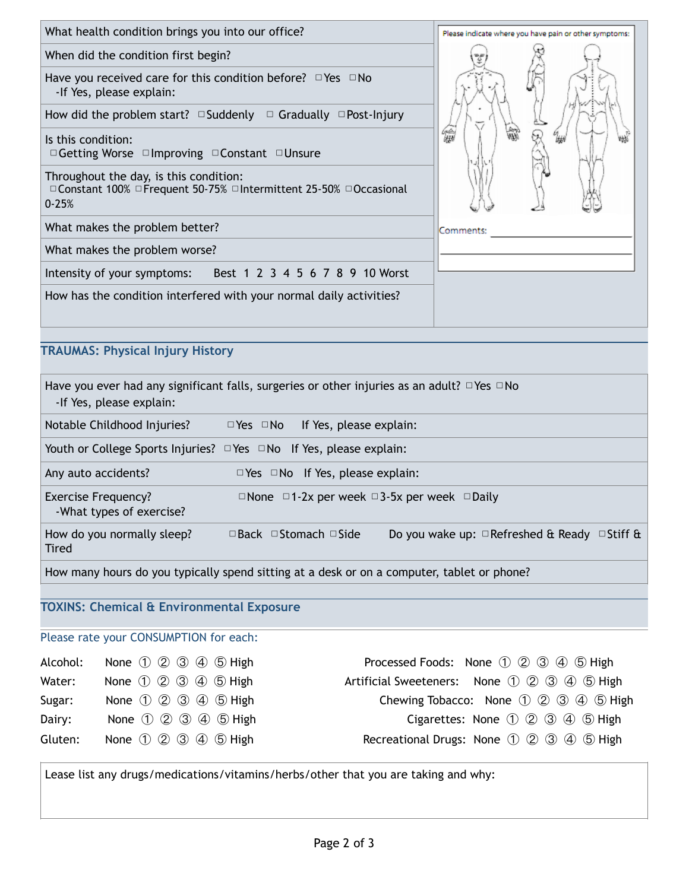What health condition brings you into our office?

When did the condition first begin?

Have you received care for this condition before? ☐Yes ☐No
-If Yes, please explain:

How did the problem start? ☐Suddenly ☐ Gradually ☐Post-Injury

Is this condition:
☐Getting Worse ☐Improving ☐Constant ☐Unsure

Throughout the day, is this condition:
☐Constant 100% ☐Frequent 50-75% ☐Intermittent 25-50% ☐Occasional 0-25%

What makes the problem better?

What makes the problem worse?

Intensity of your symptoms: Best 1 2 3 4 5 6 7 8 9 10 Worst

How has the condition interfered with your normal daily activities?

Please indicate where you have pain or other symptoms:

Comments: ____________________

## TRAUMAS: Physical Injury History

Have you ever had any significant falls, surgeries or other injuries as an adult? ☐Yes ☐No
-If Yes, please explain:

Notable Childhood Injuries? ☐Yes ☐No If Yes, please explain:

Youth or College Sports Injuries? ☐Yes ☐No If Yes, please explain:

Any auto accidents? ☐Yes ☐No If Yes, please explain:

Exercise Frequency? ☐None ☐1-2x per week ☐3-5x per week ☐Daily
-What types of exercise?

How do you normally sleep? ☐Back ☐Stomach ☐Side Do you wake up: ☐Refreshed & Ready ☐Stiff & Tired

How many hours do you typically spend sitting at a desk or on a computer, tablet or phone?

## TOXINS: Chemical & Environmental Exposure

Please rate your CONSUMPTION for each:

| | | | |
|---|---|---|---|
| Alcohol: | None ① ② ③ ④ ⑤ High | Processed Foods: | None ① ② ③ ④ ⑤ High |
| Water: | None ① ② ③ ④ ⑤ High | Artificial Sweeteners: | None ① ② ③ ④ ⑤ High |
| Sugar: | None ① ② ③ ④ ⑤ High | Chewing Tobacco: | None ① ② ③ ④ ⑤ High |
| Dairy: | None ① ② ③ ④ ⑤ High | Cigarettes: | None ① ② ③ ④ ⑤ High |
| Gluten: | None ① ② ③ ④ ⑤ High | Recreational Drugs: | None ① ② ③ ④ ⑤ High |

Lease list any drugs/medications/vitamins/herbs/other that you are taking and why: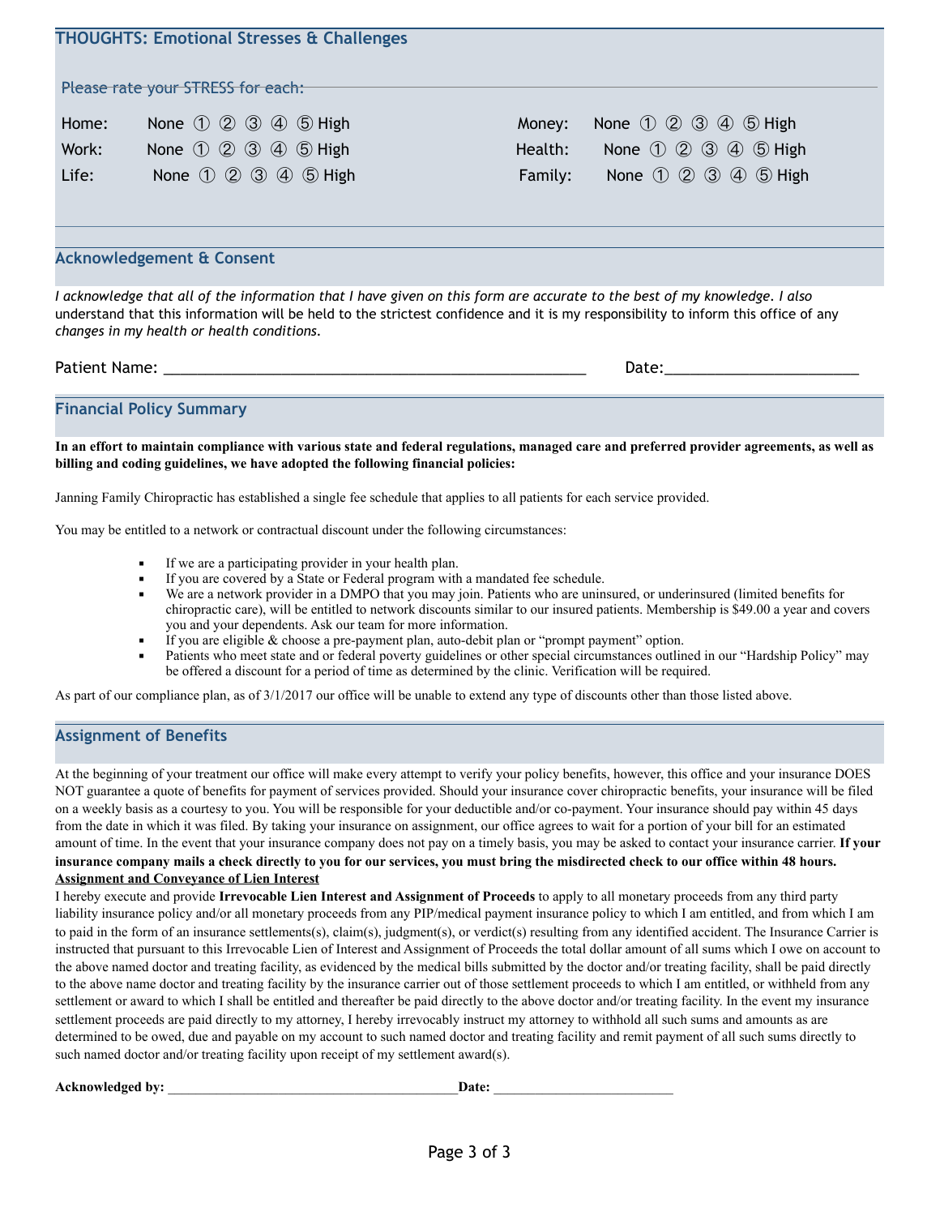## THOUGHTS: Emotional Stresses & Challenges

Please rate your STRESS for each:

Home: None ① ② ③ ④ ⑤ High

Work: None ① ② ③ ④ ⑤ High

Life: None ① ② ③ ④ ⑤ High

Money: None ① ② ③ ④ ⑤ High

Health: None ① ② ③ ④ ⑤ High

Family: None ① ② ③ ④ ⑤ High

## Acknowledgement & Consent

*I acknowledge that all of the information that I have given on this form are accurate to the best of my knowledge. I also* understand that this information will be held to the strictest confidence and it is my responsibility to inform this office of any *changes in my health or health conditions.*

Patient Name: ______________________________________________ Date:______________________

## Financial Policy Summary

**In an effort to maintain compliance with various state and federal regulations, managed care and preferred provider agreements, as well as billing and coding guidelines, we have adopted the following financial policies:**

Janning Family Chiropractic has established a single fee schedule that applies to all patients for each service provided.

You may be entitled to a network or contractual discount under the following circumstances:

- If we are a participating provider in your health plan.
- If you are covered by a State or Federal program with a mandated fee schedule.
- We are a network provider in a DMPO that you may join. Patients who are uninsured, or underinsured (limited benefits for chiropractic care), will be entitled to network discounts similar to our insured patients. Membership is $49.00 a year and covers you and your dependents. Ask our team for more information.
- If you are eligible & choose a pre-payment plan, auto-debit plan or "prompt payment" option.
- Patients who meet state and or federal poverty guidelines or other special circumstances outlined in our "Hardship Policy" may be offered a discount for a period of time as determined by the clinic. Verification will be required.

As part of our compliance plan, as of 3/1/2017 our office will be unable to extend any type of discounts other than those listed above.

## Assignment of Benefits

At the beginning of your treatment our office will make every attempt to verify your policy benefits, however, this office and your insurance DOES NOT guarantee a quote of benefits for payment of services provided. Should your insurance cover chiropractic benefits, your insurance will be filed on a weekly basis as a courtesy to you. You will be responsible for your deductible and/or co-payment. Your insurance should pay within 45 days from the date in which it was filed. By taking your insurance on assignment, our office agrees to wait for a portion of your bill for an estimated amount of time. In the event that your insurance company does not pay on a timely basis, you may be asked to contact your insurance carrier. **If your insurance company mails a check directly to you for our services, you must bring the misdirected check to our office within 48 hours.**

**Assignment and Conveyance of Lien Interest**

I hereby execute and provide **Irrevocable Lien Interest and Assignment of Proceeds** to apply to all monetary proceeds from any third party liability insurance policy and/or all monetary proceeds from any PIP/medical payment insurance policy to which I am entitled, and from which I am to paid in the form of an insurance settlements(s), claim(s), judgment(s), or verdict(s) resulting from any identified accident. The Insurance Carrier is instructed that pursuant to this Irrevocable Lien of Interest and Assignment of Proceeds the total dollar amount of all sums which I owe on account to the above named doctor and treating facility, as evidenced by the medical bills submitted by the doctor and/or treating facility, shall be paid directly to the above name doctor and treating facility by the insurance carrier out of those settlement proceeds to which I am entitled, or withheld from any settlement or award to which I shall be entitled and thereafter be paid directly to the above doctor and/or treating facility. In the event my insurance settlement proceeds are paid directly to my attorney, I hereby irrevocably instruct my attorney to withhold all such sums and amounts as are determined to be owed, due and payable on my account to such named doctor and treating facility and remit payment of all such sums directly to such named doctor and/or treating facility upon receipt of my settlement award(s).

**Acknowledged by:** ________________________________________ **Date:** _________________________